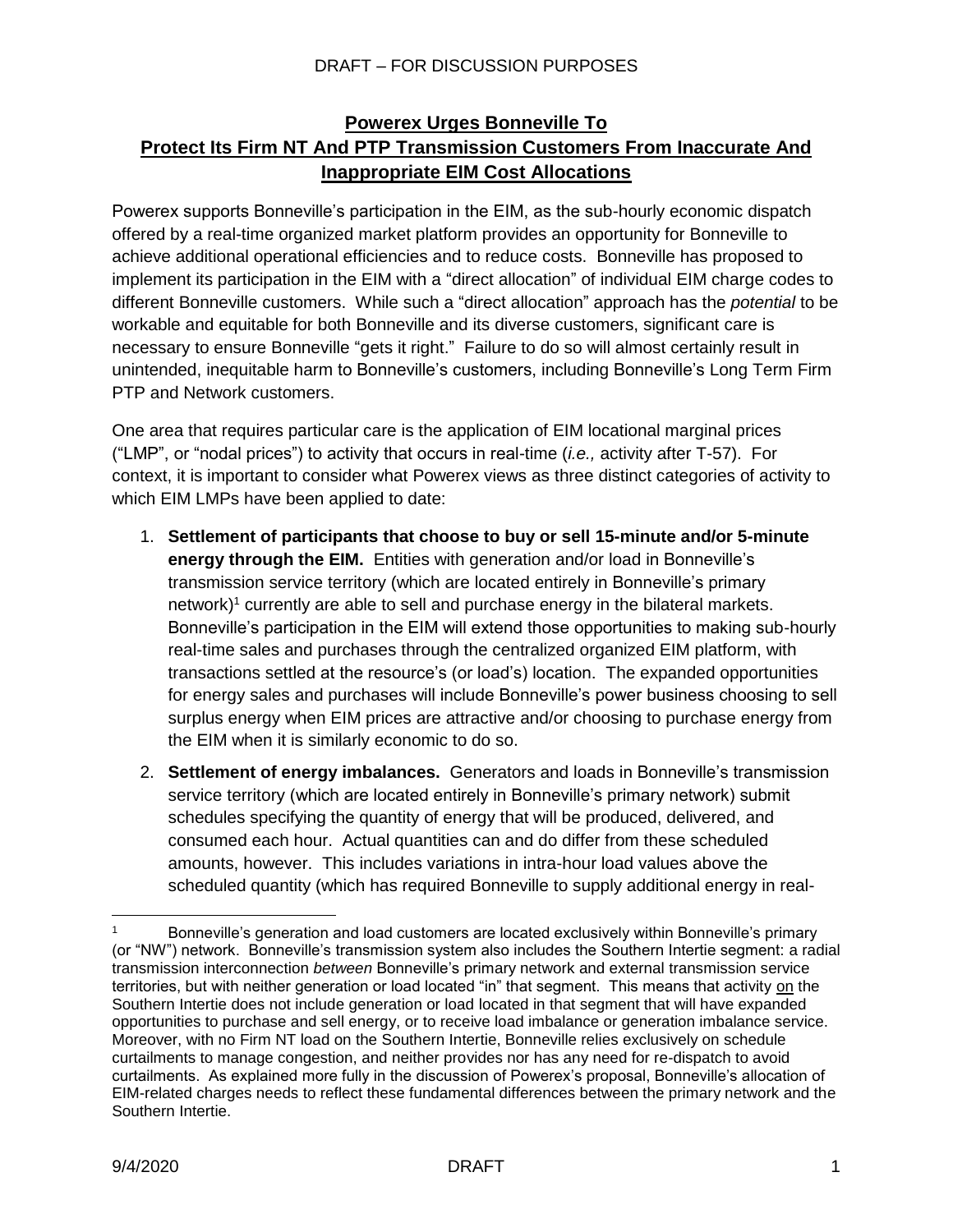# Powerex Urges Bonneville To Protect Its Firm NT And PTP Transmission Customers From Inaccurate And Inappropriate EIM Cost Allocations

Powerex supports Bonneville's participation in the EIM, as the sub-hourly economic dispatch offered by a real-time organized market platform provides an opportunity for Bonneville to achieve additional operational efficiencies and to reduce costs. Bonneville has proposed to implement its participation in the EIM with a "direct allocation" of individual EIM charge codes to different Bonneville customers. While such a "direct allocation" approach has the *potential* to be workable and equitable for both Bonneville and its diverse customers, significant care is necessary to ensure Bonneville "gets it right." Failure to do so will almost certainly result in unintended, inequitable harm to Bonneville's customers, including Bonneville's Long Term Firm PTP and Network customers.

One area that requires particular care is the application of EIM locational marginal prices ("LMP", or "nodal prices") to activity that occurs in real-time (*i.e.,* activity after T-57). For context, it is important to consider what Powerex views as three distinct categories of activity to which EIM LMPs have been applied to date:

1. **Settlement of participants that choose to buy or sell 15-minute and/or 5-minute energy through the EIM.** Entities with generation and/or load in Bonneville's transmission service territory (which are located entirely in Bonneville's primary network)[1] currently are able to sell and purchase energy in the bilateral markets. Bonneville's participation in the EIM will extend those opportunities to making sub-hourly real-time sales and purchases through the centralized organized EIM platform, with transactions settled at the resource's (or load's) location. The expanded opportunities for energy sales and purchases will include Bonneville's power business choosing to sell surplus energy when EIM prices are attractive and/or choosing to purchase energy from the EIM when it is similarly economic to do so.

2. **Settlement of energy imbalances.** Generators and loads in Bonneville's transmission service territory (which are located entirely in Bonneville's primary network) submit schedules specifying the quantity of energy that will be produced, delivered, and consumed each hour. Actual quantities can and do differ from these scheduled amounts, however. This includes variations in intra-hour load values above the scheduled quantity (which has required Bonneville to supply additional energy in real-

---

[1] Bonneville's generation and load customers are located exclusively within Bonneville's primary (or "NW") network. Bonneville's transmission system also includes the Southern Intertie segment: a radial transmission interconnection *between* Bonneville's primary network and external transmission service territories, but with neither generation or load located "in" that segment. This means that activity on the Southern Intertie does not include generation or load located in that segment that will have expanded opportunities to purchase and sell energy, or to receive load imbalance or generation imbalance service. Moreover, with no Firm NT load on the Southern Intertie, Bonneville relies exclusively on schedule curtailments to manage congestion, and neither provides nor has any need for re-dispatch to avoid curtailments. As explained more fully in the discussion of Powerex's proposal, Bonneville's allocation of EIM-related charges needs to reflect these fundamental differences between the primary network and the Southern Intertie.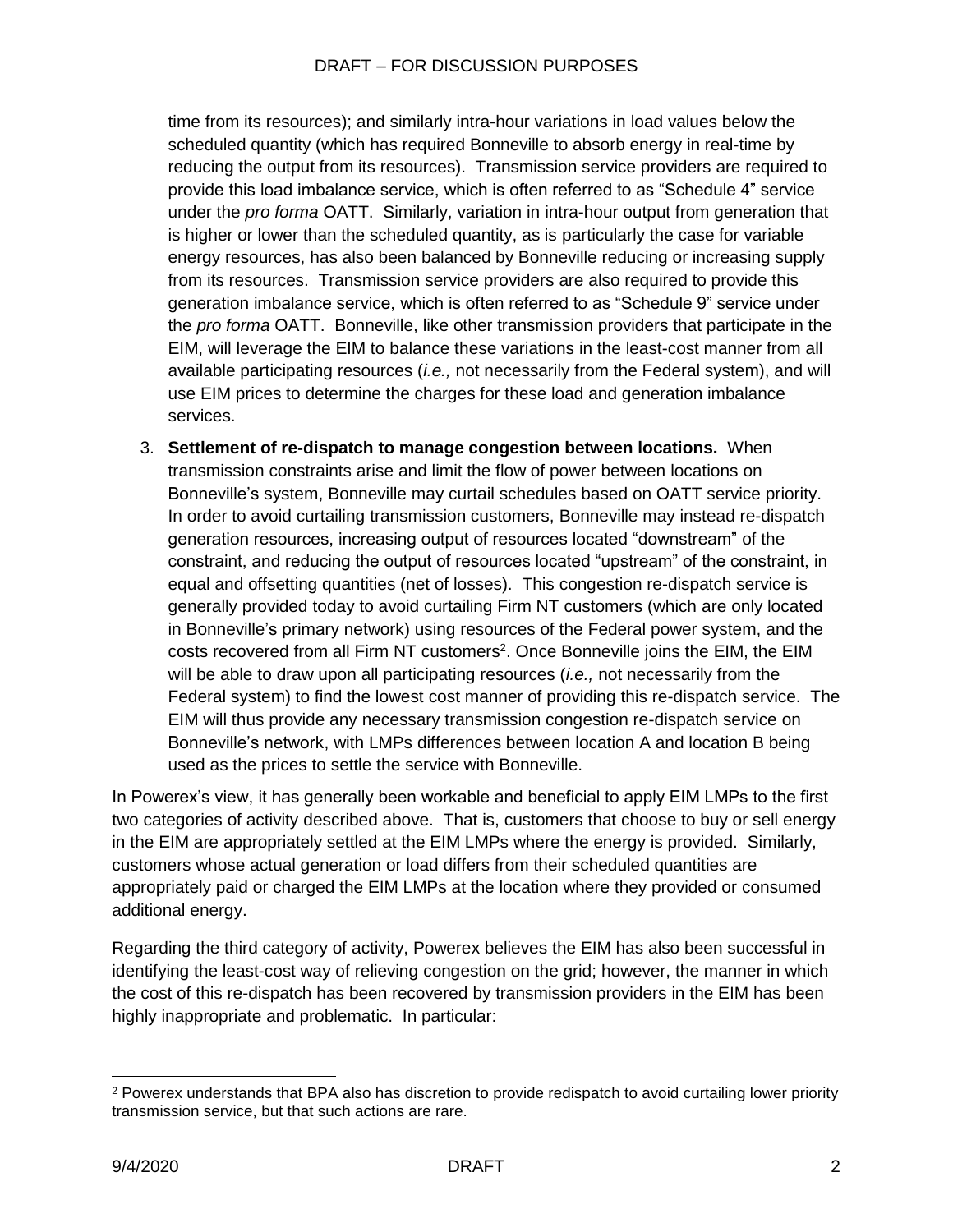time from its resources); and similarly intra-hour variations in load values below the scheduled quantity (which has required Bonneville to absorb energy in real-time by reducing the output from its resources). Transmission service providers are required to provide this load imbalance service, which is often referred to as "Schedule 4" service under the *pro forma* OATT. Similarly, variation in intra-hour output from generation that is higher or lower than the scheduled quantity, as is particularly the case for variable energy resources, has also been balanced by Bonneville reducing or increasing supply from its resources. Transmission service providers are also required to provide this generation imbalance service, which is often referred to as "Schedule 9" service under the *pro forma* OATT. Bonneville, like other transmission providers that participate in the EIM, will leverage the EIM to balance these variations in the least-cost manner from all available participating resources (*i.e.,* not necessarily from the Federal system), and will use EIM prices to determine the charges for these load and generation imbalance services.

3. **Settlement of re-dispatch to manage congestion between locations.** When transmission constraints arise and limit the flow of power between locations on Bonneville's system, Bonneville may curtail schedules based on OATT service priority. In order to avoid curtailing transmission customers, Bonneville may instead re-dispatch generation resources, increasing output of resources located "downstream" of the constraint, and reducing the output of resources located "upstream" of the constraint, in equal and offsetting quantities (net of losses). This congestion re-dispatch service is generally provided today to avoid curtailing Firm NT customers (which are only located in Bonneville's primary network) using resources of the Federal power system, and the costs recovered from all Firm NT customers[2]. Once Bonneville joins the EIM, the EIM will be able to draw upon all participating resources (*i.e.,* not necessarily from the Federal system) to find the lowest cost manner of providing this re-dispatch service. The EIM will thus provide any necessary transmission congestion re-dispatch service on Bonneville's network, with LMPs differences between location A and location B being used as the prices to settle the service with Bonneville.

In Powerex's view, it has generally been workable and beneficial to apply EIM LMPs to the first two categories of activity described above. That is, customers that choose to buy or sell energy in the EIM are appropriately settled at the EIM LMPs where the energy is provided. Similarly, customers whose actual generation or load differs from their scheduled quantities are appropriately paid or charged the EIM LMPs at the location where they provided or consumed additional energy.

Regarding the third category of activity, Powerex believes the EIM has also been successful in identifying the least-cost way of relieving congestion on the grid; however, the manner in which the cost of this re-dispatch has been recovered by transmission providers in the EIM has been highly inappropriate and problematic. In particular:

[2] Powerex understands that BPA also has discretion to provide redispatch to avoid curtailing lower priority transmission service, but that such actions are rare.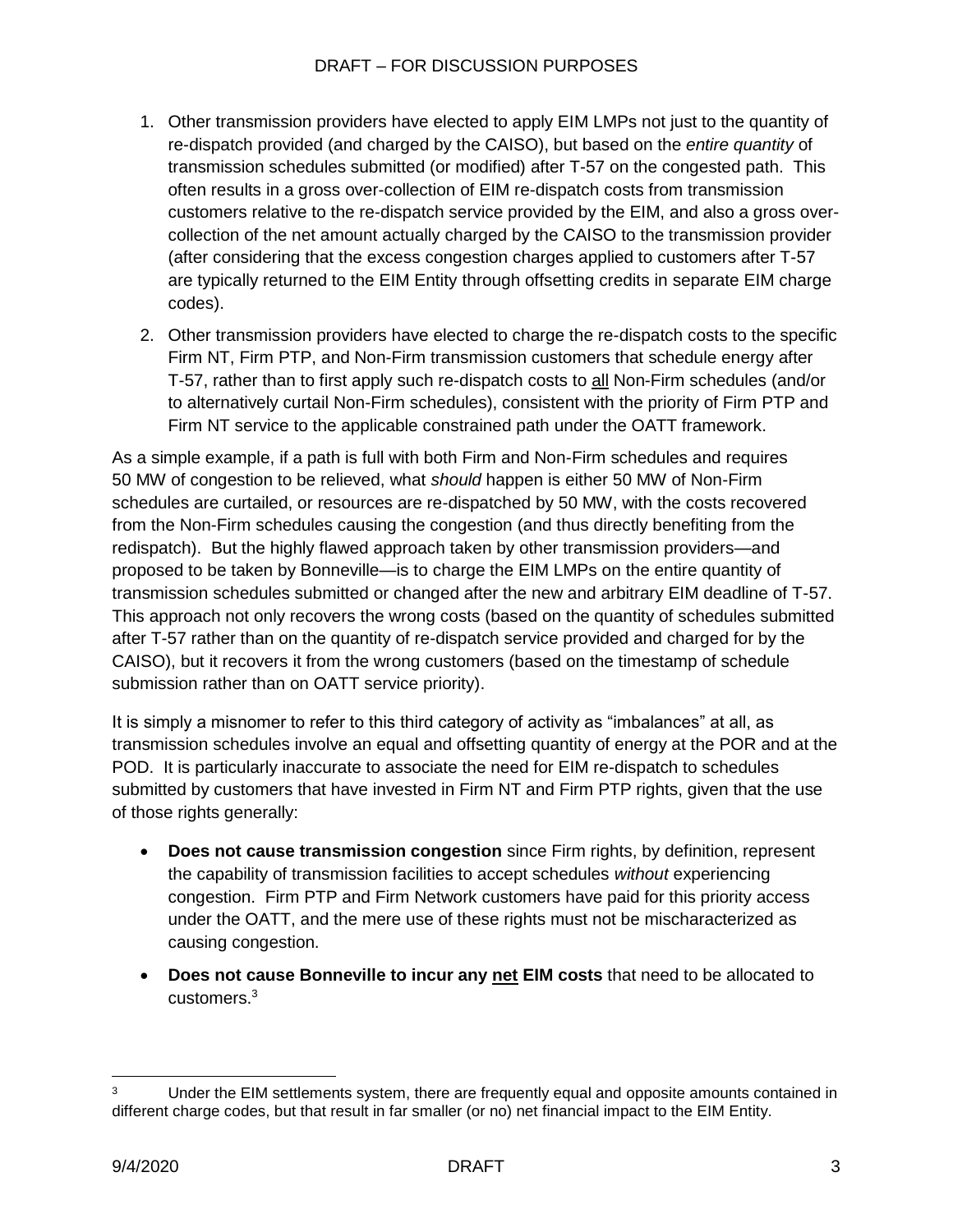1. Other transmission providers have elected to apply EIM LMPs not just to the quantity of re-dispatch provided (and charged by the CAISO), but based on the *entire quantity* of transmission schedules submitted (or modified) after T-57 on the congested path. This often results in a gross over-collection of EIM re-dispatch costs from transmission customers relative to the re-dispatch service provided by the EIM, and also a gross over-collection of the net amount actually charged by the CAISO to the transmission provider (after considering that the excess congestion charges applied to customers after T-57 are typically returned to the EIM Entity through offsetting credits in separate EIM charge codes).
2. Other transmission providers have elected to charge the re-dispatch costs to the specific Firm NT, Firm PTP, and Non-Firm transmission customers that schedule energy after T-57, rather than to first apply such re-dispatch costs to <u>all</u> Non-Firm schedules (and/or to alternatively curtail Non-Firm schedules), consistent with the priority of Firm PTP and Firm NT service to the applicable constrained path under the OATT framework.

As a simple example, if a path is full with both Firm and Non-Firm schedules and requires 50 MW of congestion to be relieved, what *should* happen is either 50 MW of Non-Firm schedules are curtailed, or resources are re-dispatched by 50 MW, with the costs recovered from the Non-Firm schedules causing the congestion (and thus directly benefiting from the redispatch). But the highly flawed approach taken by other transmission providers—and proposed to be taken by Bonneville—is to charge the EIM LMPs on the entire quantity of transmission schedules submitted or changed after the new and arbitrary EIM deadline of T-57. This approach not only recovers the wrong costs (based on the quantity of schedules submitted after T-57 rather than on the quantity of re-dispatch service provided and charged for by the CAISO), but it recovers it from the wrong customers (based on the timestamp of schedule submission rather than on OATT service priority).

It is simply a misnomer to refer to this third category of activity as "imbalances" at all, as transmission schedules involve an equal and offsetting quantity of energy at the POR and at the POD. It is particularly inaccurate to associate the need for EIM re-dispatch to schedules submitted by customers that have invested in Firm NT and Firm PTP rights, given that the use of those rights generally:

- **Does not cause transmission congestion** since Firm rights, by definition, represent the capability of transmission facilities to accept schedules *without* experiencing congestion. Firm PTP and Firm Network customers have paid for this priority access under the OATT, and the mere use of these rights must not be mischaracterized as causing congestion.
- **Does not cause Bonneville to incur any <u>net</u> EIM costs** that need to be allocated to customers.[3]

[3] Under the EIM settlements system, there are frequently equal and opposite amounts contained in different charge codes, but that result in far smaller (or no) net financial impact to the EIM Entity.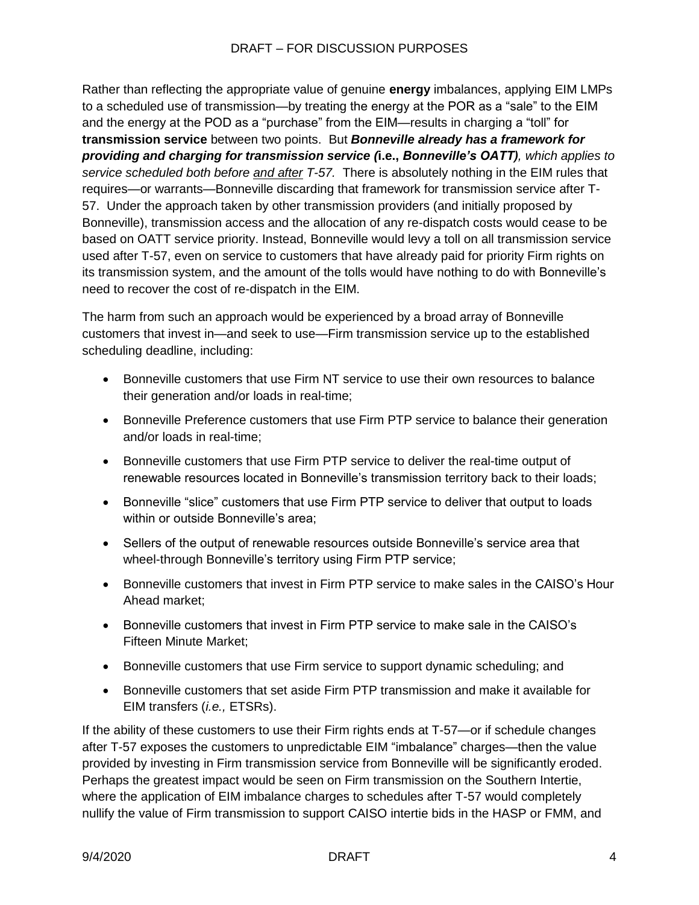Rather than reflecting the appropriate value of genuine **energy** imbalances, applying EIM LMPs to a scheduled use of transmission—by treating the energy at the POR as a "sale" to the EIM and the energy at the POD as a "purchase" from the EIM—results in charging a "toll" for **transmission service** between two points. But ***Bonneville already has a framework for providing and charging for transmission service (*****i.e.,** ***Bonneville's OATT)****, which applies to service scheduled both before <u>and after</u> T-57.* There is absolutely nothing in the EIM rules that requires—or warrants—Bonneville discarding that framework for transmission service after T-57. Under the approach taken by other transmission providers (and initially proposed by Bonneville), transmission access and the allocation of any re-dispatch costs would cease to be based on OATT service priority. Instead, Bonneville would levy a toll on all transmission service used after T-57, even on service to customers that have already paid for priority Firm rights on its transmission system, and the amount of the tolls would have nothing to do with Bonneville's need to recover the cost of re-dispatch in the EIM.

The harm from such an approach would be experienced by a broad array of Bonneville customers that invest in—and seek to use—Firm transmission service up to the established scheduling deadline, including:

- Bonneville customers that use Firm NT service to use their own resources to balance their generation and/or loads in real-time;
- Bonneville Preference customers that use Firm PTP service to balance their generation and/or loads in real-time;
- Bonneville customers that use Firm PTP service to deliver the real-time output of renewable resources located in Bonneville's transmission territory back to their loads;
- Bonneville "slice" customers that use Firm PTP service to deliver that output to loads within or outside Bonneville's area;
- Sellers of the output of renewable resources outside Bonneville's service area that wheel-through Bonneville's territory using Firm PTP service;
- Bonneville customers that invest in Firm PTP service to make sales in the CAISO's Hour Ahead market;
- Bonneville customers that invest in Firm PTP service to make sale in the CAISO's Fifteen Minute Market;
- Bonneville customers that use Firm service to support dynamic scheduling; and
- Bonneville customers that set aside Firm PTP transmission and make it available for EIM transfers (*i.e.,* ETSRs).

If the ability of these customers to use their Firm rights ends at T-57—or if schedule changes after T-57 exposes the customers to unpredictable EIM "imbalance" charges—then the value provided by investing in Firm transmission service from Bonneville will be significantly eroded. Perhaps the greatest impact would be seen on Firm transmission on the Southern Intertie, where the application of EIM imbalance charges to schedules after T-57 would completely nullify the value of Firm transmission to support CAISO intertie bids in the HASP or FMM, and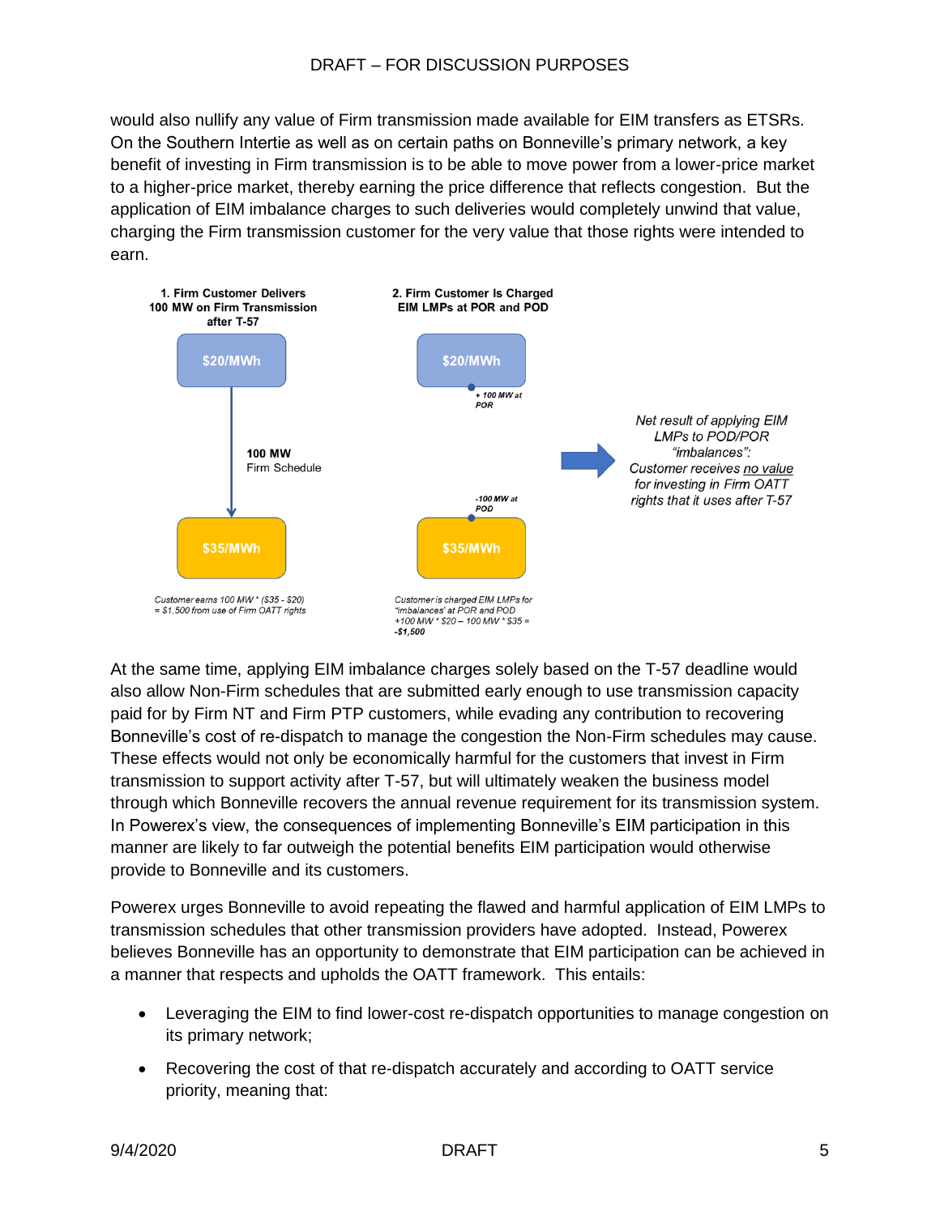would also nullify any value of Firm transmission made available for EIM transfers as ETSRs. On the Southern Intertie as well as on certain paths on Bonneville's primary network, a key benefit of investing in Firm transmission is to be able to move power from a lower-price market to a higher-price market, thereby earning the price difference that reflects congestion. But the application of EIM imbalance charges to such deliveries would completely unwind that value, charging the Firm transmission customer for the very value that those rights were intended to earn.

**1. Firm Customer Delivers 100 MW on Firm Transmission after T-57**

$20/MWh → **100 MW** Firm Schedule → $35/MWh

*Customer earns 100 MW * ($35 - $20) = $1,500 from use of Firm OATT rights*

**2. Firm Customer Is Charged EIM LMPs at POR and POD**

$20/MWh — *+ 100 MW at POR*

$35/MWh — *-100 MW at POD*

*Customer is charged EIM LMPs for "imbalances" at POR and POD +100 MW * $20 – 100 MW * $35 =* ***-$1,500***

*Net result of applying EIM LMPs to POD/POR "imbalances": Customer receives no value for investing in Firm OATT rights that it uses after T-57*

At the same time, applying EIM imbalance charges solely based on the T-57 deadline would also allow Non-Firm schedules that are submitted early enough to use transmission capacity paid for by Firm NT and Firm PTP customers, while evading any contribution to recovering Bonneville's cost of re-dispatch to manage the congestion the Non-Firm schedules may cause. These effects would not only be economically harmful for the customers that invest in Firm transmission to support activity after T-57, but will ultimately weaken the business model through which Bonneville recovers the annual revenue requirement for its transmission system. In Powerex's view, the consequences of implementing Bonneville's EIM participation in this manner are likely to far outweigh the potential benefits EIM participation would otherwise provide to Bonneville and its customers.

Powerex urges Bonneville to avoid repeating the flawed and harmful application of EIM LMPs to transmission schedules that other transmission providers have adopted. Instead, Powerex believes Bonneville has an opportunity to demonstrate that EIM participation can be achieved in a manner that respects and upholds the OATT framework. This entails:

- Leveraging the EIM to find lower-cost re-dispatch opportunities to manage congestion on its primary network;
- Recovering the cost of that re-dispatch accurately and according to OATT service priority, meaning that: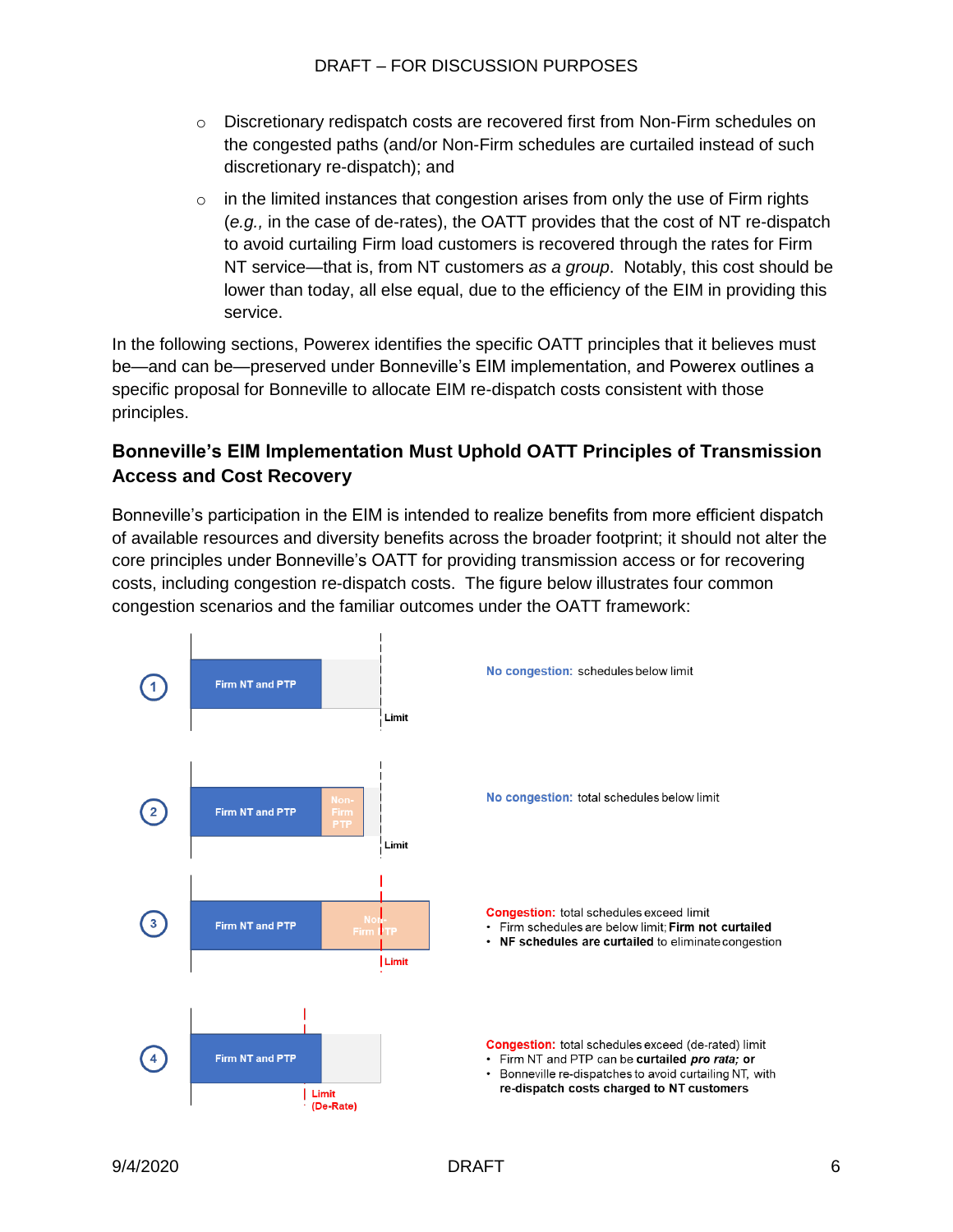- Discretionary redispatch costs are recovered first from Non-Firm schedules on the congested paths (and/or Non-Firm schedules are curtailed instead of such discretionary re-dispatch); and
- in the limited instances that congestion arises from only the use of Firm rights (*e.g.,* in the case of de-rates), the OATT provides that the cost of NT re-dispatch to avoid curtailing Firm load customers is recovered through the rates for Firm NT service—that is, from NT customers *as a group*. Notably, this cost should be lower than today, all else equal, due to the efficiency of the EIM in providing this service.

In the following sections, Powerex identifies the specific OATT principles that it believes must be—and can be—preserved under Bonneville's EIM implementation, and Powerex outlines a specific proposal for Bonneville to allocate EIM re-dispatch costs consistent with those principles.

## Bonneville's EIM Implementation Must Uphold OATT Principles of Transmission Access and Cost Recovery

Bonneville's participation in the EIM is intended to realize benefits from more efficient dispatch of available resources and diversity benefits across the broader footprint; it should not alter the core principles under Bonneville's OATT for providing transmission access or for recovering costs, including congestion re-dispatch costs. The figure below illustrates four common congestion scenarios and the familiar outcomes under the OATT framework:

1. Firm NT and PTP | Limit

   **No congestion:** schedules below limit

2. Firm NT and PTP | Non-Firm PTP | Limit

   **No congestion:** total schedules below limit

3. Firm NT and PTP | Non-Firm PTP | Limit

   **Congestion:** total schedules exceed limit
   - Firm schedules are below limit; **Firm not curtailed**
   - **NF schedules are curtailed** to eliminate congestion

4. Firm NT and PTP | Limit (De-Rate)

   **Congestion:** total schedules exceed (de-rated) limit
   - Firm NT and PTP can be **curtailed *pro rata;* or**
   - Bonneville re-dispatches to avoid curtailing NT, with **re-dispatch costs charged to NT customers**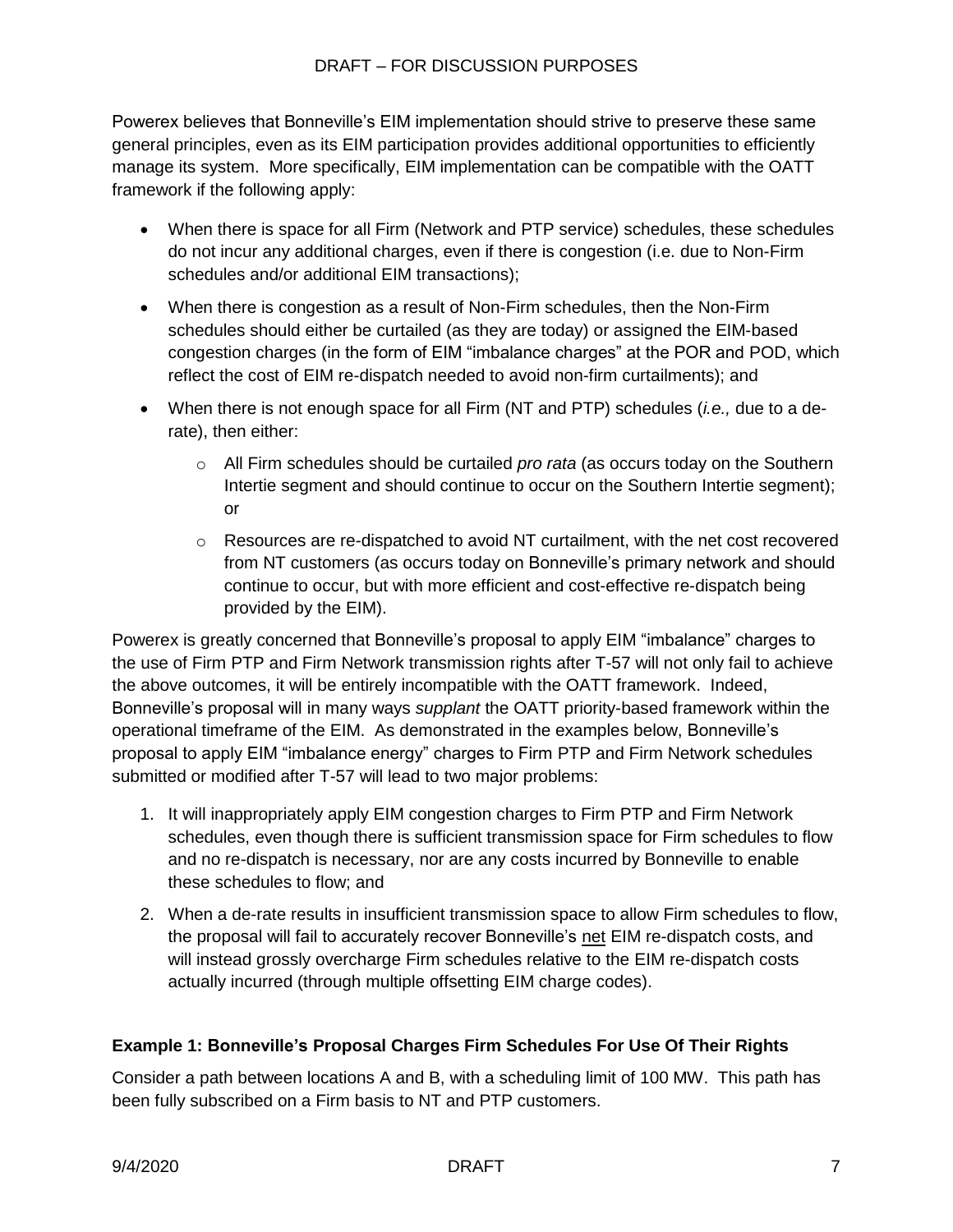Powerex believes that Bonneville's EIM implementation should strive to preserve these same general principles, even as its EIM participation provides additional opportunities to efficiently manage its system. More specifically, EIM implementation can be compatible with the OATT framework if the following apply:

- When there is space for all Firm (Network and PTP service) schedules, these schedules do not incur any additional charges, even if there is congestion (i.e. due to Non-Firm schedules and/or additional EIM transactions);
- When there is congestion as a result of Non-Firm schedules, then the Non-Firm schedules should either be curtailed (as they are today) or assigned the EIM-based congestion charges (in the form of EIM "imbalance charges" at the POR and POD, which reflect the cost of EIM re-dispatch needed to avoid non-firm curtailments); and
- When there is not enough space for all Firm (NT and PTP) schedules (*i.e.,* due to a de-rate), then either:
  - All Firm schedules should be curtailed *pro rata* (as occurs today on the Southern Intertie segment and should continue to occur on the Southern Intertie segment); or
  - Resources are re-dispatched to avoid NT curtailment, with the net cost recovered from NT customers (as occurs today on Bonneville's primary network and should continue to occur, but with more efficient and cost-effective re-dispatch being provided by the EIM).

Powerex is greatly concerned that Bonneville's proposal to apply EIM "imbalance" charges to the use of Firm PTP and Firm Network transmission rights after T-57 will not only fail to achieve the above outcomes, it will be entirely incompatible with the OATT framework. Indeed, Bonneville's proposal will in many ways *supplant* the OATT priority-based framework within the operational timeframe of the EIM. As demonstrated in the examples below, Bonneville's proposal to apply EIM "imbalance energy" charges to Firm PTP and Firm Network schedules submitted or modified after T-57 will lead to two major problems:

1. It will inappropriately apply EIM congestion charges to Firm PTP and Firm Network schedules, even though there is sufficient transmission space for Firm schedules to flow and no re-dispatch is necessary, nor are any costs incurred by Bonneville to enable these schedules to flow; and
2. When a de-rate results in insufficient transmission space to allow Firm schedules to flow, the proposal will fail to accurately recover Bonneville's net EIM re-dispatch costs, and will instead grossly overcharge Firm schedules relative to the EIM re-dispatch costs actually incurred (through multiple offsetting EIM charge codes).

**Example 1: Bonneville's Proposal Charges Firm Schedules For Use Of Their Rights**

Consider a path between locations A and B, with a scheduling limit of 100 MW. This path has been fully subscribed on a Firm basis to NT and PTP customers.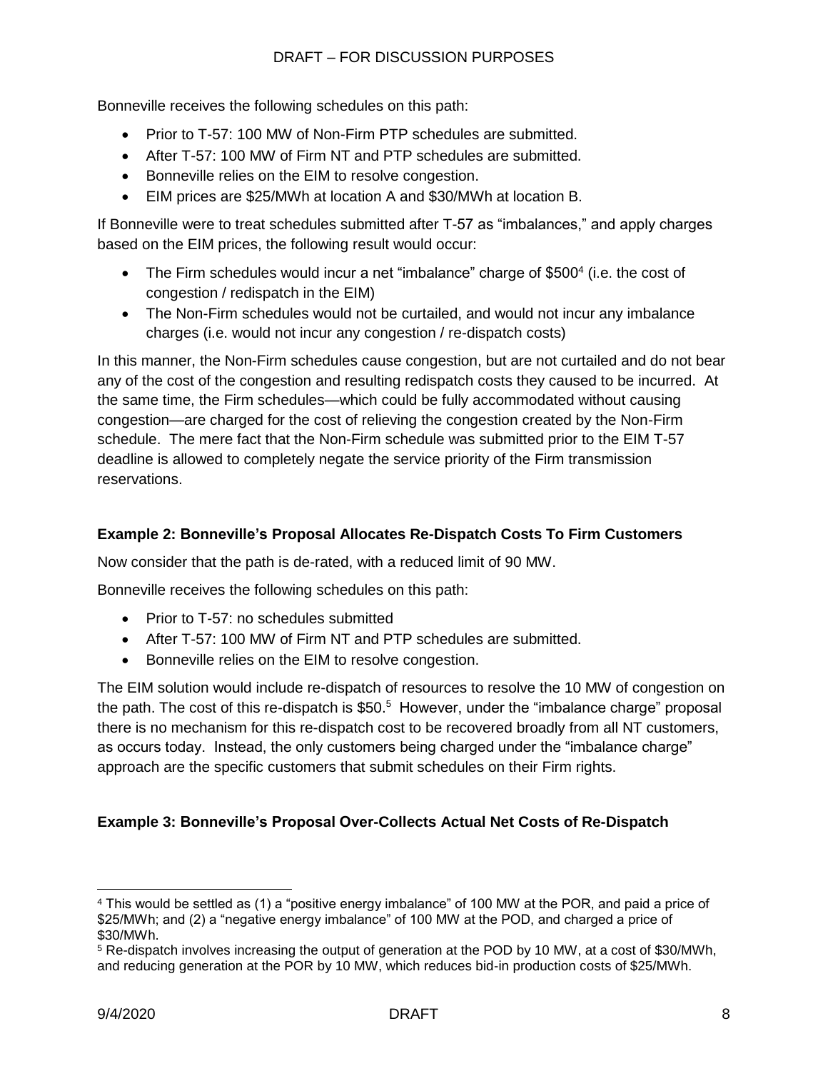Bonneville receives the following schedules on this path:

- Prior to T-57: 100 MW of Non-Firm PTP schedules are submitted.
- After T-57: 100 MW of Firm NT and PTP schedules are submitted.
- Bonneville relies on the EIM to resolve congestion.
- EIM prices are \$25/MWh at location A and \$30/MWh at location B.

If Bonneville were to treat schedules submitted after T-57 as "imbalances," and apply charges based on the EIM prices, the following result would occur:

- The Firm schedules would incur a net "imbalance" charge of \$500[4] (i.e. the cost of congestion / redispatch in the EIM)
- The Non-Firm schedules would not be curtailed, and would not incur any imbalance charges (i.e. would not incur any congestion / re-dispatch costs)

In this manner, the Non-Firm schedules cause congestion, but are not curtailed and do not bear any of the cost of the congestion and resulting redispatch costs they caused to be incurred. At the same time, the Firm schedules—which could be fully accommodated without causing congestion—are charged for the cost of relieving the congestion created by the Non-Firm schedule. The mere fact that the Non-Firm schedule was submitted prior to the EIM T-57 deadline is allowed to completely negate the service priority of the Firm transmission reservations.

**Example 2: Bonneville's Proposal Allocates Re-Dispatch Costs To Firm Customers**

Now consider that the path is de-rated, with a reduced limit of 90 MW.

Bonneville receives the following schedules on this path:

- Prior to T-57: no schedules submitted
- After T-57: 100 MW of Firm NT and PTP schedules are submitted.
- Bonneville relies on the EIM to resolve congestion.

The EIM solution would include re-dispatch of resources to resolve the 10 MW of congestion on the path. The cost of this re-dispatch is \$50.[5] However, under the "imbalance charge" proposal there is no mechanism for this re-dispatch cost to be recovered broadly from all NT customers, as occurs today. Instead, the only customers being charged under the "imbalance charge" approach are the specific customers that submit schedules on their Firm rights.

**Example 3: Bonneville's Proposal Over-Collects Actual Net Costs of Re-Dispatch**

---

[4] This would be settled as (1) a "positive energy imbalance" of 100 MW at the POR, and paid a price of \$25/MWh; and (2) a "negative energy imbalance" of 100 MW at the POD, and charged a price of \$30/MWh.

[5] Re-dispatch involves increasing the output of generation at the POD by 10 MW, at a cost of \$30/MWh, and reducing generation at the POR by 10 MW, which reduces bid-in production costs of \$25/MWh.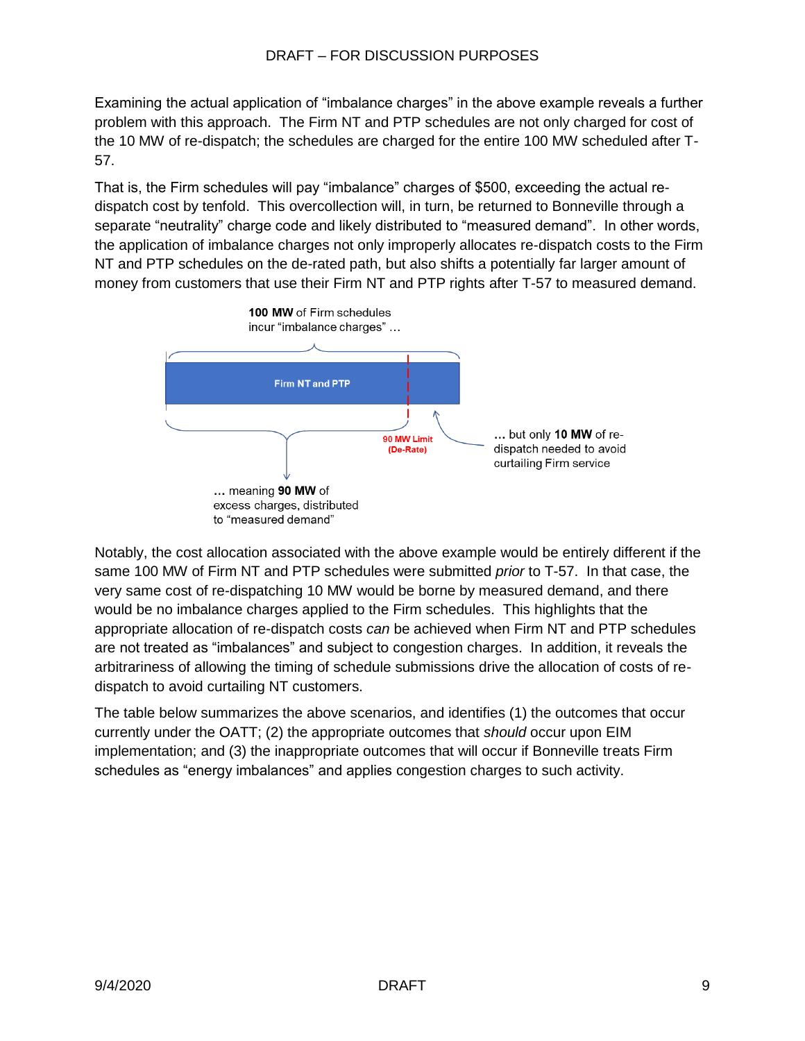Examining the actual application of "imbalance charges" in the above example reveals a further problem with this approach. The Firm NT and PTP schedules are not only charged for cost of the 10 MW of re-dispatch; the schedules are charged for the entire 100 MW scheduled after T-57.

That is, the Firm schedules will pay "imbalance" charges of $500, exceeding the actual re-dispatch cost by tenfold. This overcollection will, in turn, be returned to Bonneville through a separate "neutrality" charge code and likely distributed to "measured demand". In other words, the application of imbalance charges not only improperly allocates re-dispatch costs to the Firm NT and PTP schedules on the de-rated path, but also shifts a potentially far larger amount of money from customers that use their Firm NT and PTP rights after T-57 to measured demand.

**100 MW** of Firm schedules incur "imbalance charges" …

Firm NT and PTP

90 MW Limit (De-Rate)

… but only **10 MW** of re-dispatch needed to avoid curtailing Firm service

… meaning **90 MW** of excess charges, distributed to "measured demand"

Notably, the cost allocation associated with the above example would be entirely different if the same 100 MW of Firm NT and PTP schedules were submitted *prior* to T-57. In that case, the very same cost of re-dispatching 10 MW would be borne by measured demand, and there would be no imbalance charges applied to the Firm schedules. This highlights that the appropriate allocation of re-dispatch costs *can* be achieved when Firm NT and PTP schedules are not treated as "imbalances" and subject to congestion charges. In addition, it reveals the arbitrariness of allowing the timing of schedule submissions drive the allocation of costs of re-dispatch to avoid curtailing NT customers.

The table below summarizes the above scenarios, and identifies (1) the outcomes that occur currently under the OATT; (2) the appropriate outcomes that *should* occur upon EIM implementation; and (3) the inappropriate outcomes that will occur if Bonneville treats Firm schedules as "energy imbalances" and applies congestion charges to such activity.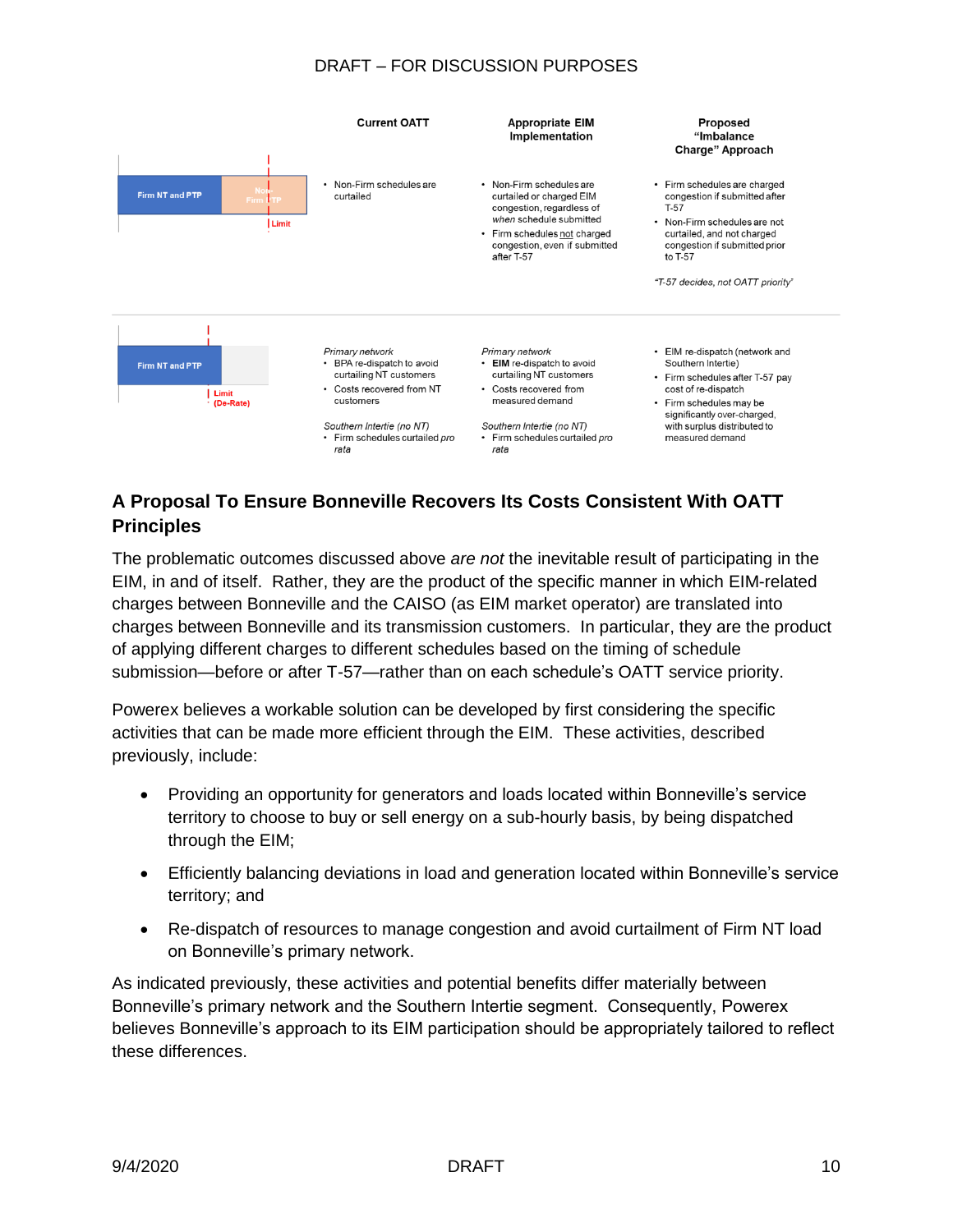| | Current OATT | Appropriate EIM Implementation | Proposed "Imbalance Charge" Approach |
|---|---|---|---|
| Firm NT and PTP / Non-Firm PTP / Limit | • Non-Firm schedules are curtailed | • Non-Firm schedules are curtailed or charged EIM congestion, regardless of *when* schedule submitted<br>• Firm schedules not charged congestion, even if submitted after T-57 | • Firm schedules are charged congestion if submitted after T-57<br>• Non-Firm schedules are not curtailed, and not charged congestion if submitted prior to T-57<br>*"T-57 decides, not OATT priority"* |
| Firm NT and PTP / Limit (De-Rate) | *Primary network*<br>• BPA re-dispatch to avoid curtailing NT customers<br>• Costs recovered from NT customers<br>*Southern Intertie (no NT)*<br>• Firm schedules curtailed *pro rata* | *Primary network*<br>• **EIM** re-dispatch to avoid curtailing NT customers<br>• Costs recovered from measured demand<br>*Southern Intertie (no NT)*<br>• Firm schedules curtailed *pro rata* | • EIM re-dispatch (network and Southern Intertie)<br>• Firm schedules after T-57 pay cost of re-dispatch<br>• Firm schedules may be significantly over-charged, with surplus distributed to measured demand |

## A Proposal To Ensure Bonneville Recovers Its Costs Consistent With OATT Principles

The problematic outcomes discussed above *are not* the inevitable result of participating in the EIM, in and of itself. Rather, they are the product of the specific manner in which EIM-related charges between Bonneville and the CAISO (as EIM market operator) are translated into charges between Bonneville and its transmission customers. In particular, they are the product of applying different charges to different schedules based on the timing of schedule submission—before or after T-57—rather than on each schedule's OATT service priority.

Powerex believes a workable solution can be developed by first considering the specific activities that can be made more efficient through the EIM. These activities, described previously, include:

- Providing an opportunity for generators and loads located within Bonneville's service territory to choose to buy or sell energy on a sub-hourly basis, by being dispatched through the EIM;
- Efficiently balancing deviations in load and generation located within Bonneville's service territory; and
- Re-dispatch of resources to manage congestion and avoid curtailment of Firm NT load on Bonneville's primary network.

As indicated previously, these activities and potential benefits differ materially between Bonneville's primary network and the Southern Intertie segment. Consequently, Powerex believes Bonneville's approach to its EIM participation should be appropriately tailored to reflect these differences.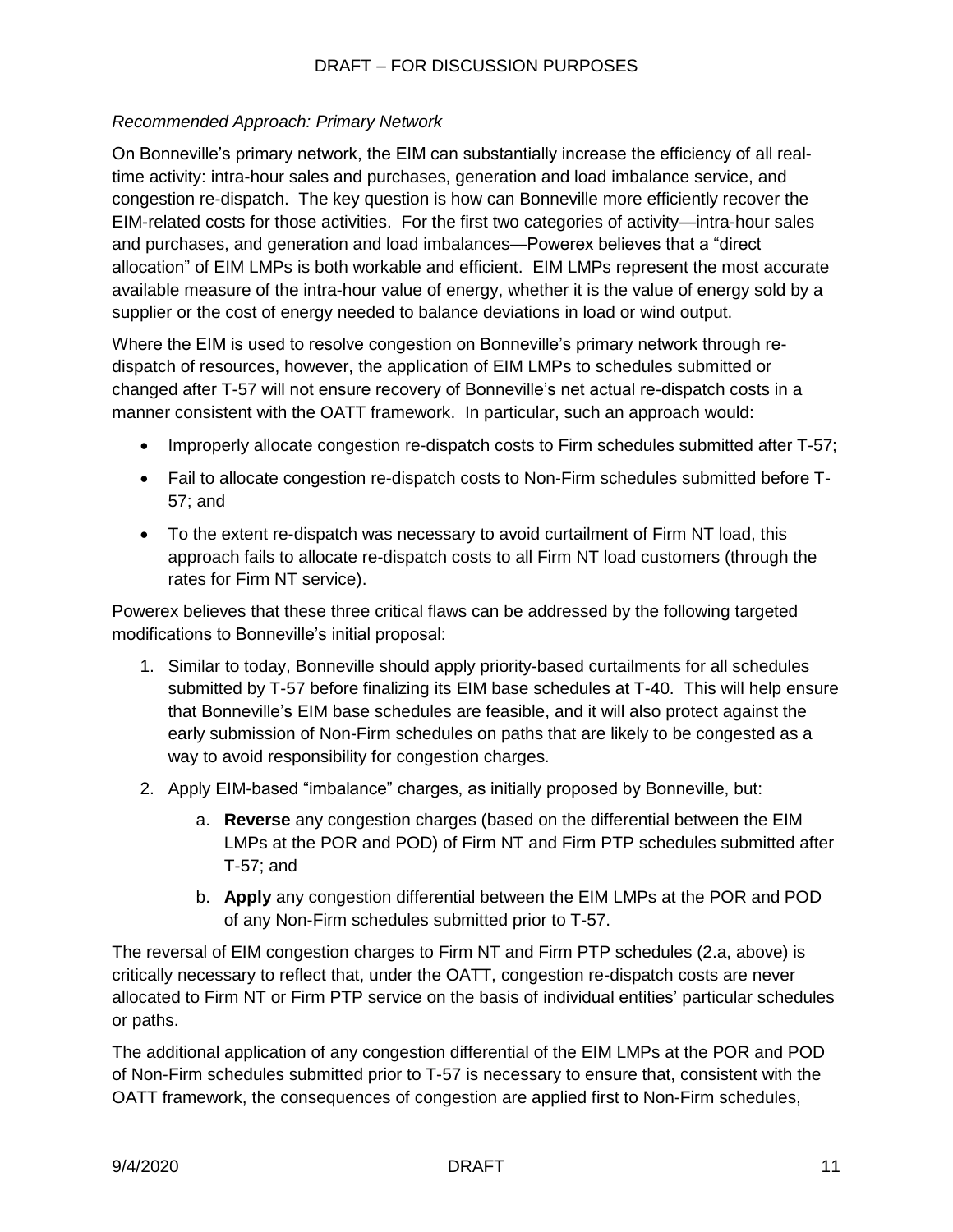*Recommended Approach: Primary Network*

On Bonneville's primary network, the EIM can substantially increase the efficiency of all real-time activity: intra-hour sales and purchases, generation and load imbalance service, and congestion re-dispatch. The key question is how can Bonneville more efficiently recover the EIM-related costs for those activities. For the first two categories of activity—intra-hour sales and purchases, and generation and load imbalances—Powerex believes that a "direct allocation" of EIM LMPs is both workable and efficient. EIM LMPs represent the most accurate available measure of the intra-hour value of energy, whether it is the value of energy sold by a supplier or the cost of energy needed to balance deviations in load or wind output.

Where the EIM is used to resolve congestion on Bonneville's primary network through re-dispatch of resources, however, the application of EIM LMPs to schedules submitted or changed after T-57 will not ensure recovery of Bonneville's net actual re-dispatch costs in a manner consistent with the OATT framework. In particular, such an approach would:

- Improperly allocate congestion re-dispatch costs to Firm schedules submitted after T-57;
- Fail to allocate congestion re-dispatch costs to Non-Firm schedules submitted before T-57; and
- To the extent re-dispatch was necessary to avoid curtailment of Firm NT load, this approach fails to allocate re-dispatch costs to all Firm NT load customers (through the rates for Firm NT service).

Powerex believes that these three critical flaws can be addressed by the following targeted modifications to Bonneville's initial proposal:

1. Similar to today, Bonneville should apply priority-based curtailments for all schedules submitted by T-57 before finalizing its EIM base schedules at T-40. This will help ensure that Bonneville's EIM base schedules are feasible, and it will also protect against the early submission of Non-Firm schedules on paths that are likely to be congested as a way to avoid responsibility for congestion charges.
2. Apply EIM-based "imbalance" charges, as initially proposed by Bonneville, but:
   a. **Reverse** any congestion charges (based on the differential between the EIM LMPs at the POR and POD) of Firm NT and Firm PTP schedules submitted after T-57; and
   b. **Apply** any congestion differential between the EIM LMPs at the POR and POD of any Non-Firm schedules submitted prior to T-57.

The reversal of EIM congestion charges to Firm NT and Firm PTP schedules (2.a, above) is critically necessary to reflect that, under the OATT, congestion re-dispatch costs are never allocated to Firm NT or Firm PTP service on the basis of individual entities' particular schedules or paths.

The additional application of any congestion differential of the EIM LMPs at the POR and POD of Non-Firm schedules submitted prior to T-57 is necessary to ensure that, consistent with the OATT framework, the consequences of congestion are applied first to Non-Firm schedules,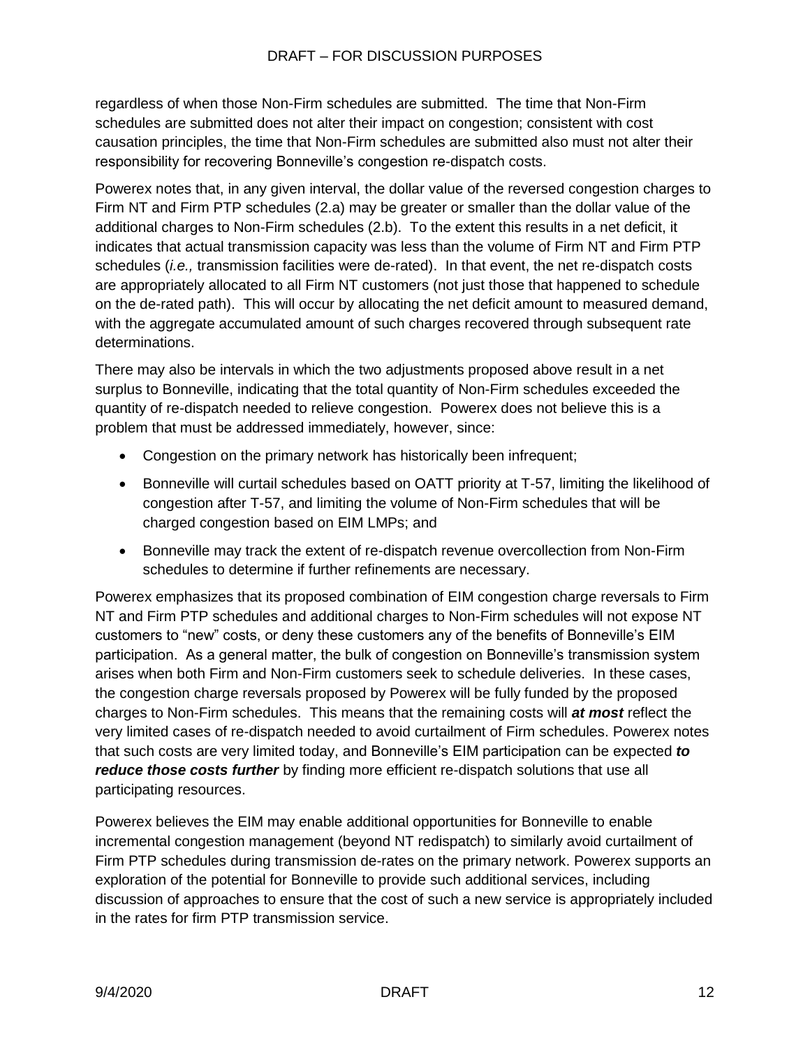regardless of when those Non-Firm schedules are submitted. The time that Non-Firm schedules are submitted does not alter their impact on congestion; consistent with cost causation principles, the time that Non-Firm schedules are submitted also must not alter their responsibility for recovering Bonneville's congestion re-dispatch costs.

Powerex notes that, in any given interval, the dollar value of the reversed congestion charges to Firm NT and Firm PTP schedules (2.a) may be greater or smaller than the dollar value of the additional charges to Non-Firm schedules (2.b). To the extent this results in a net deficit, it indicates that actual transmission capacity was less than the volume of Firm NT and Firm PTP schedules (*i.e.,* transmission facilities were de-rated). In that event, the net re-dispatch costs are appropriately allocated to all Firm NT customers (not just those that happened to schedule on the de-rated path). This will occur by allocating the net deficit amount to measured demand, with the aggregate accumulated amount of such charges recovered through subsequent rate determinations.

There may also be intervals in which the two adjustments proposed above result in a net surplus to Bonneville, indicating that the total quantity of Non-Firm schedules exceeded the quantity of re-dispatch needed to relieve congestion. Powerex does not believe this is a problem that must be addressed immediately, however, since:

- Congestion on the primary network has historically been infrequent;
- Bonneville will curtail schedules based on OATT priority at T-57, limiting the likelihood of congestion after T-57, and limiting the volume of Non-Firm schedules that will be charged congestion based on EIM LMPs; and
- Bonneville may track the extent of re-dispatch revenue overcollection from Non-Firm schedules to determine if further refinements are necessary.

Powerex emphasizes that its proposed combination of EIM congestion charge reversals to Firm NT and Firm PTP schedules and additional charges to Non-Firm schedules will not expose NT customers to "new" costs, or deny these customers any of the benefits of Bonneville's EIM participation. As a general matter, the bulk of congestion on Bonneville's transmission system arises when both Firm and Non-Firm customers seek to schedule deliveries. In these cases, the congestion charge reversals proposed by Powerex will be fully funded by the proposed charges to Non-Firm schedules. This means that the remaining costs will ***at most*** reflect the very limited cases of re-dispatch needed to avoid curtailment of Firm schedules. Powerex notes that such costs are very limited today, and Bonneville's EIM participation can be expected ***to reduce those costs further*** by finding more efficient re-dispatch solutions that use all participating resources.

Powerex believes the EIM may enable additional opportunities for Bonneville to enable incremental congestion management (beyond NT redispatch) to similarly avoid curtailment of Firm PTP schedules during transmission de-rates on the primary network. Powerex supports an exploration of the potential for Bonneville to provide such additional services, including discussion of approaches to ensure that the cost of such a new service is appropriately included in the rates for firm PTP transmission service.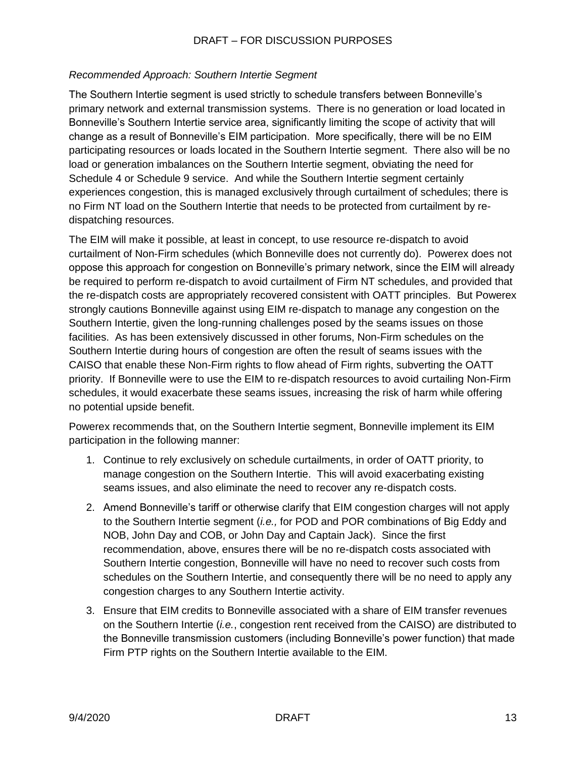*Recommended Approach: Southern Intertie Segment*

The Southern Intertie segment is used strictly to schedule transfers between Bonneville's primary network and external transmission systems. There is no generation or load located in Bonneville's Southern Intertie service area, significantly limiting the scope of activity that will change as a result of Bonneville's EIM participation. More specifically, there will be no EIM participating resources or loads located in the Southern Intertie segment. There also will be no load or generation imbalances on the Southern Intertie segment, obviating the need for Schedule 4 or Schedule 9 service. And while the Southern Intertie segment certainly experiences congestion, this is managed exclusively through curtailment of schedules; there is no Firm NT load on the Southern Intertie that needs to be protected from curtailment by re-dispatching resources.

The EIM will make it possible, at least in concept, to use resource re-dispatch to avoid curtailment of Non-Firm schedules (which Bonneville does not currently do). Powerex does not oppose this approach for congestion on Bonneville's primary network, since the EIM will already be required to perform re-dispatch to avoid curtailment of Firm NT schedules, and provided that the re-dispatch costs are appropriately recovered consistent with OATT principles. But Powerex strongly cautions Bonneville against using EIM re-dispatch to manage any congestion on the Southern Intertie, given the long-running challenges posed by the seams issues on those facilities. As has been extensively discussed in other forums, Non-Firm schedules on the Southern Intertie during hours of congestion are often the result of seams issues with the CAISO that enable these Non-Firm rights to flow ahead of Firm rights, subverting the OATT priority. If Bonneville were to use the EIM to re-dispatch resources to avoid curtailing Non-Firm schedules, it would exacerbate these seams issues, increasing the risk of harm while offering no potential upside benefit.

Powerex recommends that, on the Southern Intertie segment, Bonneville implement its EIM participation in the following manner:

1. Continue to rely exclusively on schedule curtailments, in order of OATT priority, to manage congestion on the Southern Intertie. This will avoid exacerbating existing seams issues, and also eliminate the need to recover any re-dispatch costs.
2. Amend Bonneville's tariff or otherwise clarify that EIM congestion charges will not apply to the Southern Intertie segment (*i.e.,* for POD and POR combinations of Big Eddy and NOB, John Day and COB, or John Day and Captain Jack). Since the first recommendation, above, ensures there will be no re-dispatch costs associated with Southern Intertie congestion, Bonneville will have no need to recover such costs from schedules on the Southern Intertie, and consequently there will be no need to apply any congestion charges to any Southern Intertie activity.
3. Ensure that EIM credits to Bonneville associated with a share of EIM transfer revenues on the Southern Intertie (*i.e.*, congestion rent received from the CAISO) are distributed to the Bonneville transmission customers (including Bonneville's power function) that made Firm PTP rights on the Southern Intertie available to the EIM.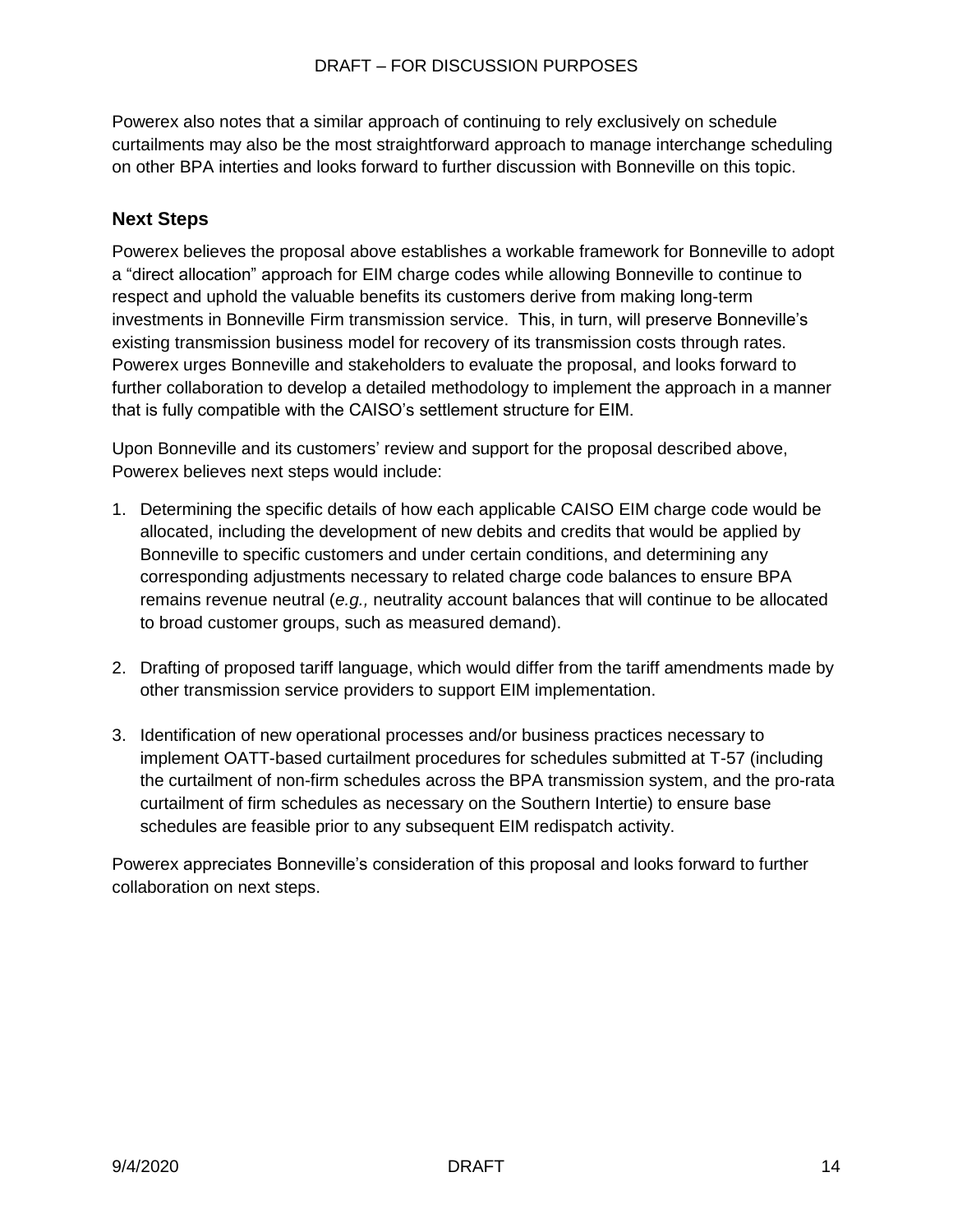Powerex also notes that a similar approach of continuing to rely exclusively on schedule curtailments may also be the most straightforward approach to manage interchange scheduling on other BPA interties and looks forward to further discussion with Bonneville on this topic.

## Next Steps

Powerex believes the proposal above establishes a workable framework for Bonneville to adopt a "direct allocation" approach for EIM charge codes while allowing Bonneville to continue to respect and uphold the valuable benefits its customers derive from making long-term investments in Bonneville Firm transmission service. This, in turn, will preserve Bonneville's existing transmission business model for recovery of its transmission costs through rates. Powerex urges Bonneville and stakeholders to evaluate the proposal, and looks forward to further collaboration to develop a detailed methodology to implement the approach in a manner that is fully compatible with the CAISO's settlement structure for EIM.

Upon Bonneville and its customers' review and support for the proposal described above, Powerex believes next steps would include:

1. Determining the specific details of how each applicable CAISO EIM charge code would be allocated, including the development of new debits and credits that would be applied by Bonneville to specific customers and under certain conditions, and determining any corresponding adjustments necessary to related charge code balances to ensure BPA remains revenue neutral (*e.g.,* neutrality account balances that will continue to be allocated to broad customer groups, such as measured demand).

2. Drafting of proposed tariff language, which would differ from the tariff amendments made by other transmission service providers to support EIM implementation.

3. Identification of new operational processes and/or business practices necessary to implement OATT-based curtailment procedures for schedules submitted at T-57 (including the curtailment of non-firm schedules across the BPA transmission system, and the pro-rata curtailment of firm schedules as necessary on the Southern Intertie) to ensure base schedules are feasible prior to any subsequent EIM redispatch activity.

Powerex appreciates Bonneville's consideration of this proposal and looks forward to further collaboration on next steps.